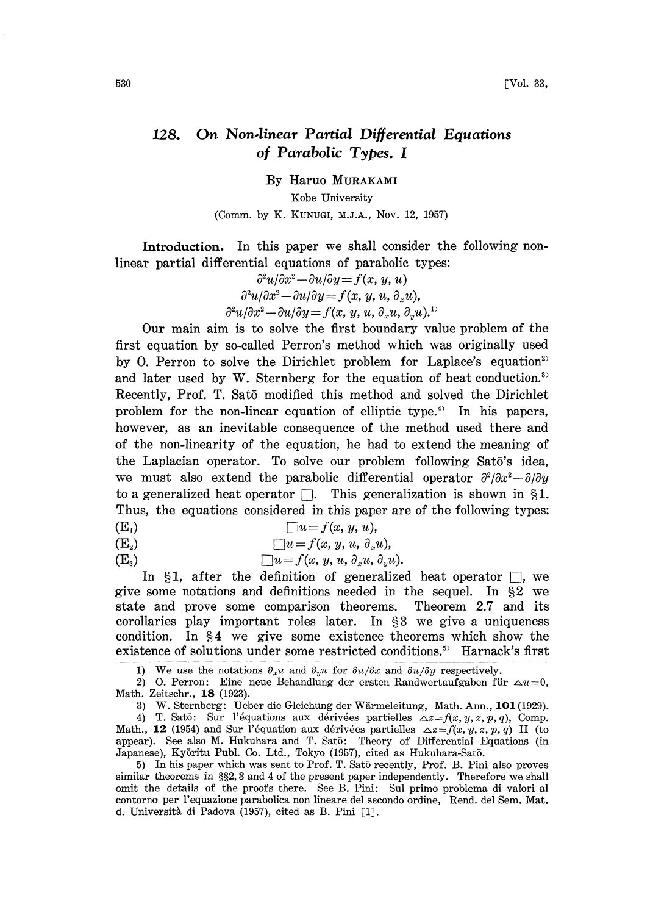# 128. On Non-linear Partial Differential Equations of Parabolic Types. I

By Haruo MURAKAMI

Kobe University

(Comm. by K. KUNUGI, M.J.A., Nov. 12, 1957)

**Introduction.** In this paper we shall consider the following non-linear partial differential equations of parabolic types:

$$\partial^2 u/\partial x^2 - \partial u/\partial y = f(x, y, u)$$

$$\partial^2 u/\partial x^2 - \partial u/\partial y = f(x, y, u, \partial_x u),$$

$$\partial^2 u/\partial x^2 - \partial u/\partial y = f(x, y, u, \partial_x u, \partial_y u).^{1)}$$

Our main aim is to solve the first boundary value problem of the first equation by so-called Perron's method which was originally used by O. Perron to solve the Dirichlet problem for Laplace's equation[2] and later used by W. Sternberg for the equation of heat conduction.[3] Recently, Prof. T. Satō modified this method and solved the Dirichlet problem for the non-linear equation of elliptic type.[4] In his papers, however, as an inevitable consequence of the method used there and of the non-linearity of the equation, he had to extend the meaning of the Laplacian operator. To solve our problem following Satō's idea, we must also extend the parabolic differential operator $\partial^2/\partial x^2 - \partial/\partial y$ to a generalized heat operator $\square$. This generalization is shown in §1. Thus, the equations considered in this paper are of the following types:

$$(\mathrm{E}_1) \qquad \square u = f(x, y, u),$$

$$(\mathrm{E}_2) \qquad \square u = f(x, y, u, \partial_x u),$$

$$(\mathrm{E}_3) \qquad \square u = f(x, y, u, \partial_x u, \partial_y u).$$

In §1, after the definition of generalized heat operator $\square$, we give some notations and definitions needed in the sequel. In §2 we state and prove some comparison theorems. Theorem 2.7 and its corollaries play important roles later. In §3 we give a uniqueness condition. In §4 we give some existence theorems which show the existence of solutions under some restricted conditions.[5] Harnack's first

---

1) We use the notations $\partial_x u$ and $\partial_y u$ for $\partial u/\partial x$ and $\partial u/\partial y$ respectively.

2) O. Perron: Eine neue Behandlung der ersten Randwertaufgaben für $\triangle u=0$, Math. Zeitschr., **18** (1923).

3) W. Sternberg: Ueber die Gleichung der Wärmeleitung, Math. Ann., **101** (1929).

4) T. Satō: Sur l'équations aux dérivées partielles $\triangle z = f(x, y, z, p, q)$, Comp. Math., **12** (1954) and Sur l'équation aux dérivées partielles $\triangle z = f(x, y, z, p, q)$ II (to appear). See also M. Hukuhara and T. Satō: Theory of Differential Equations (in Japanese), Kyōritu Publ. Co. Ltd., Tokyo (1957), cited as Hukuhara-Satō.

5) In his paper which was sent to Prof. T. Satō recently, Prof. B. Pini also proves similar theorems in §§2, 3 and 4 of the present paper independently. Therefore we shall omit the details of the proofs there. See B. Pini: Sul primo problema di valori al contorno per l'equazione parabolica non lineare del secondo ordine, Rend. del Sem. Mat. d. Università di Padova (1957), cited as B. Pini [1].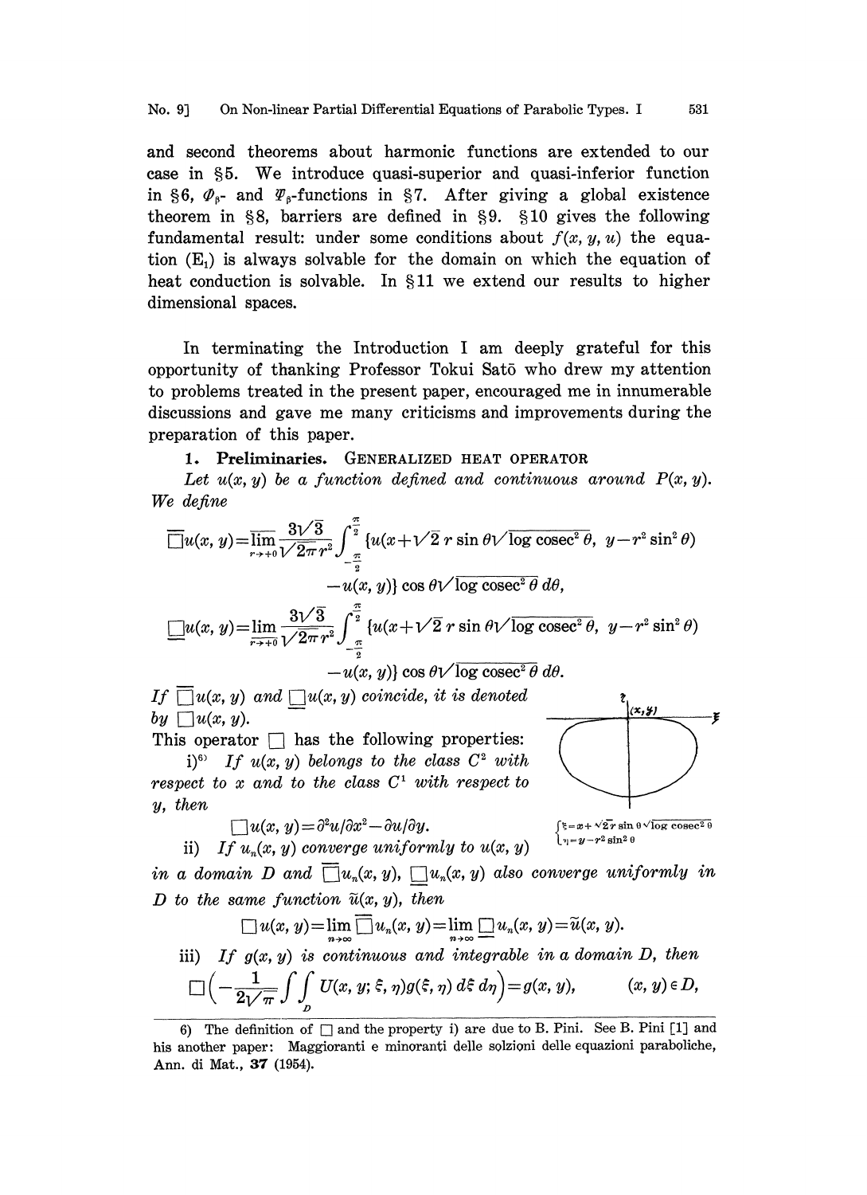and second theorems about harmonic functions are extended to our case in §5. We introduce quasi-superior and quasi-inferior function in §6, $\Phi_\beta$- and $\Psi_\beta$-functions in §7. After giving a global existence theorem in §8, barriers are defined in §9. §10 gives the following fundamental result: under some conditions about $f(x, y, u)$ the equation $(E_1)$ is always solvable for the domain on which the equation of heat conduction is solvable. In §11 we extend our results to higher dimensional spaces.

In terminating the Introduction I am deeply grateful for this opportunity of thanking Professor Tokui Satō who drew my attention to problems treated in the present paper, encouraged me in innumerable discussions and gave me many criticisms and improvements during the preparation of this paper.

**1. Preliminaries.** GENERALIZED HEAT OPERATOR

*Let $u(x, y)$ be a function defined and continuous around $P(x, y)$. We define*

$$\overline{\Box} u(x, y) = \overline{\lim_{r\to+0}} \frac{3\sqrt{3}}{\sqrt{2\pi}r^2} \int_{-\frac{\pi}{2}}^{\frac{\pi}{2}} \{u(x+\sqrt{2}\, r \sin\theta \sqrt{\log \operatorname{cosec}^2\theta},\ y - r^2 \sin^2\theta) - u(x, y)\} \cos\theta \sqrt{\log \operatorname{cosec}^2\theta}\, d\theta,$$

$$\underline{\Box} u(x, y) = \underline{\lim_{r\to+0}} \frac{3\sqrt{3}}{\sqrt{2\pi}r^2} \int_{-\frac{\pi}{2}}^{\frac{\pi}{2}} \{u(x+\sqrt{2}\, r \sin\theta \sqrt{\log \operatorname{cosec}^2\theta},\ y - r^2 \sin^2\theta) - u(x, y)\} \cos\theta \sqrt{\log \operatorname{cosec}^2\theta}\, d\theta.$$

*If $\overline{\Box} u(x, y)$ and $\underline{\Box} u(x, y)$ coincide, it is denoted by $\Box u(x, y)$.*

$$\begin{cases} \xi = x + \sqrt{2}\, r \sin\theta \sqrt{\log \operatorname{cosec}^2\theta} \\ \eta = y - r^2 \sin^2\theta \end{cases}$$

This operator $\Box$ has the following properties:

i)[6] *If $u(x, y)$ belongs to the class $C^2$ with respect to $x$ and to the class $C^1$ with respect to $y$, then*

$$\Box u(x, y) = \partial^2 u/\partial x^2 - \partial u/\partial y.$$

ii) *If $u_n(x, y)$ converge uniformly to $u(x, y)$ in a domain $D$ and $\overline{\Box} u_n(x, y)$, $\underline{\Box} u_n(x, y)$ also converge uniformly in $D$ to the same function $\tilde{u}(x, y)$, then*

$$\Box u(x, y) = \lim_{n\to\infty} \overline{\Box} u_n(x, y) = \lim_{n\to\infty} \underline{\Box} u_n(x, y) = \tilde{u}(x, y).$$

iii) *If $g(x, y)$ is continuous and integrable in a domain $D$, then*

$$\Box\left(-\frac{1}{2\sqrt{\pi}} \iint_D U(x, y; \xi, \eta) g(\xi, \eta)\, d\xi\, d\eta\right) = g(x, y), \qquad (x, y) \in D,$$

---

6) The definition of $\Box$ and the property i) are due to B. Pini. See B. Pini [1] and his another paper: Maggioranti e minoranti delle solzioni delle equazioni paraboliche, Ann. di Mat., **37** (1954).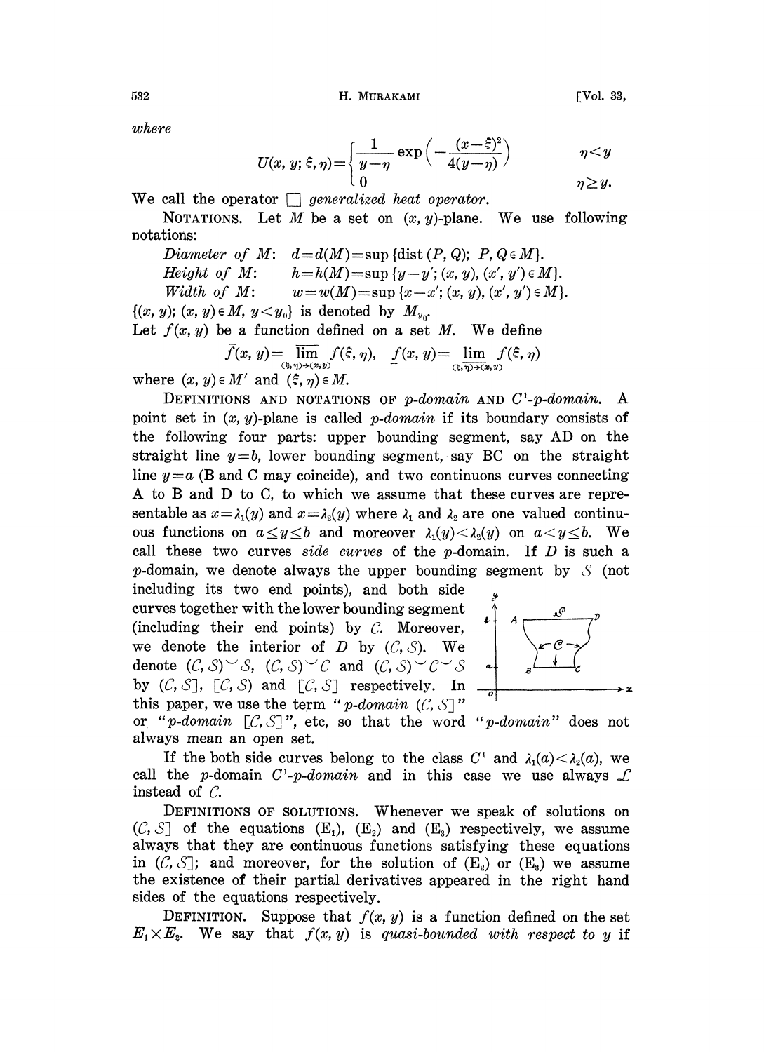*where*

$$U(x, y; \xi, \eta)=\begin{cases}\dfrac{1}{y-\eta}\exp\left(-\dfrac{(x-\xi)^2}{4(y-\eta)}\right) & \eta<y\\ 0 & \eta\geq y.\end{cases}$$

We call the operator $\square$ *generalized heat operator.*

NOTATIONS. Let $M$ be a set on $(x, y)$-plane. We use following notations:

*Diameter of* $M$: $d=d(M)=\sup\{\text{dist}(P, Q);\ P, Q\in M\}$.

*Height of* $M$: $h=h(M)=\sup\{y-y';\ (x, y), (x', y')\in M\}$.

*Width of* $M$: $w=w(M)=\sup\{x-x';\ (x, y), (x', y')\in M\}$.

$\{(x, y);\ (x, y)\in M,\ y<y_0\}$ is denoted by $M_{y_0}$.

Let $f(x, y)$ be a function defined on a set $M$. We define

$$\bar{f}(x, y)=\overline{\lim_{(\xi,\eta)\to(x,y)}}\ f(\xi, \eta),\quad \underline{f}(x, y)=\underline{\lim_{(\xi,\eta)\to(x,y)}}\ f(\xi, \eta)$$

where $(x, y)\in M'$ and $(\xi, \eta)\in M$.

DEFINITIONS AND NOTATIONS OF *p-domain* AND $C^1$-*p-domain*. A point set in $(x, y)$-plane is called *p-domain* if its boundary consists of the following four parts: upper bounding segment, say AD on the straight line $y=b$, lower bounding segment, say BC on the straight line $y=a$ (B and C may coincide), and two continuons curves connecting A to B and D to C, to which we assume that these curves are representable as $x=\lambda_1(y)$ and $x=\lambda_2(y)$ where $\lambda_1$ and $\lambda_2$ are one valued continuous functions on $a\leq y\leq b$ and moreover $\lambda_1(y)<\lambda_2(y)$ on $a<y\leq b$. We call these two curves *side curves* of the *p*-domain. If $D$ is such a *p*-domain, we denote always the upper bounding segment by $\mathcal{S}$ (not including its two end points), and both side curves together with the lower bounding segment (including their end points) by $\mathcal{C}$. Moreover, we denote the interior of $D$ by $(\mathcal{C}, \mathcal{S})$. We denote $(\mathcal{C}, \mathcal{S})\smile\mathcal{S}$, $(\mathcal{C}, \mathcal{S})\smile\mathcal{C}$ and $(\mathcal{C}, \mathcal{S})\smile\mathcal{C}\smile\mathcal{S}$ by $(\mathcal{C}, \mathcal{S}]$, $[\mathcal{C}, \mathcal{S})$ and $[\mathcal{C}, \mathcal{S}]$ respectively. In this paper, we use the term "*p-domain* $(\mathcal{C}, \mathcal{S}]$" or "*p-domain* $[\mathcal{C}, \mathcal{S}]$", etc, so that the word "*p-domain*" does not always mean an open set.

If the both side curves belong to the class $C^1$ and $\lambda_1(a)<\lambda_2(a)$, we call the *p*-domain $C^1$-*p-domain* and in this case we use always $\mathcal{L}$ instead of $\mathcal{C}$.

DEFINITIONS OF SOLUTIONS. Whenever we speak of solutions on $(\mathcal{C}, \mathcal{S}]$ of the equations $(E_1)$, $(E_2)$ and $(E_3)$ respectively, we assume always that they are continuous functions satisfying these equations in $(\mathcal{C}, \mathcal{S}]$; and moreover, for the solution of $(E_2)$ or $(E_3)$ we assume the existence of their partial derivatives appeared in the right hand sides of the equations respectively.

DEFINITION. Suppose that $f(x, y)$ is a function defined on the set $E_1\times E_2$. We say that $f(x, y)$ is *quasi-bounded with respect to y* if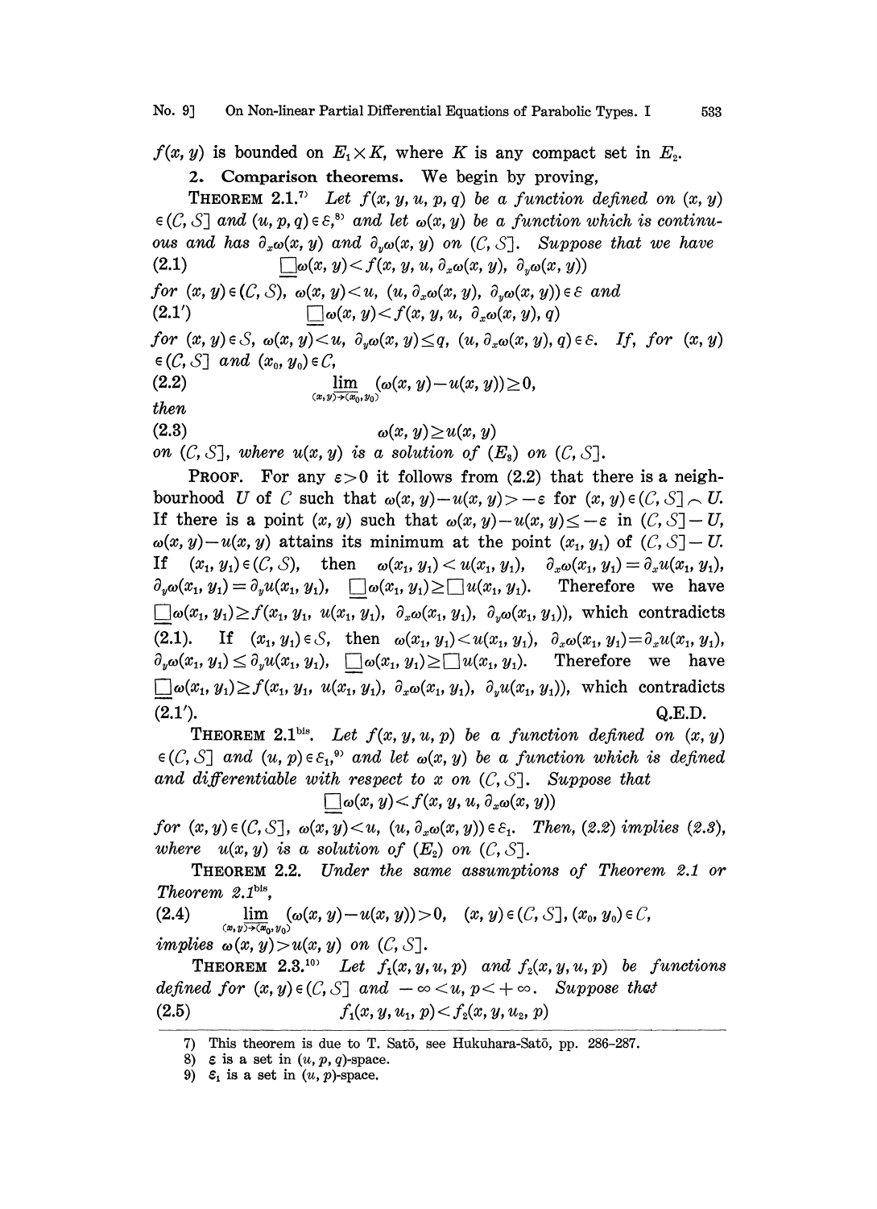$f(x, y)$ is bounded on $E_1 \times K$, where $K$ is any compact set in $E_2$.

## 2. Comparison theorems.

We begin by proving,

**THEOREM 2.1.**[7] *Let $f(x, y, u, p, q)$ be a function defined on $(x, y) \in (\mathcal{C}, \mathcal{S}]$ and $(u, p, q) \in \mathcal{E}$,*[8] *and let $\omega(x, y)$ be a function which is continuous and has $\partial_x \omega(x, y)$ and $\partial_y \omega(x, y)$ on $(\mathcal{C}, \mathcal{S}]$. Suppose that we have*

$$\square \omega(x, y) < f(x, y, u, \partial_x \omega(x, y), \partial_y \omega(x, y)) \tag{2.1}$$

*for $(x, y) \in (\mathcal{C}, \mathcal{S})$, $\omega(x, y) < u$, $(u, \partial_x \omega(x, y), \partial_y \omega(x, y)) \in \mathcal{E}$ and*

$$\square \omega(x, y) < f(x, y, u, \partial_x \omega(x, y), q) \tag{2.1'}$$

*for $(x, y) \in \mathcal{S}$, $\omega(x, y) < u$, $\partial_y \omega(x, y) \leq q$, $(u, \partial_x \omega(x, y), q) \in \mathcal{E}$. If, for $(x, y) \in (\mathcal{C}, \mathcal{S}]$ and $(x_0, y_0) \in \mathcal{C}$,*

$$\varliminf_{(x,y) \to (x_0, y_0)} (\omega(x, y) - u(x, y)) \geq 0, \tag{2.2}$$

*then*

$$\omega(x, y) \geq u(x, y) \tag{2.3}$$

*on $(\mathcal{C}, \mathcal{S}]$, where $u(x, y)$ is a solution of $(E_3)$ on $(\mathcal{C}, \mathcal{S}]$.*

PROOF. For any $\varepsilon > 0$ it follows from (2.2) that there is a neighbourhood $U$ of $\mathcal{C}$ such that $\omega(x, y) - u(x, y) > -\varepsilon$ for $(x, y) \in (\mathcal{C}, \mathcal{S}] \frown U$. If there is a point $(x, y)$ such that $\omega(x, y) - u(x, y) \leq -\varepsilon$ in $(\mathcal{C}, \mathcal{S}] - U$, $\omega(x, y) - u(x, y)$ attains its minimum at the point $(x_1, y_1)$ of $(\mathcal{C}, \mathcal{S}] - U$. If $(x_1, y_1) \in (\mathcal{C}, \mathcal{S})$, then $\omega(x_1, y_1) < u(x_1, y_1)$, $\partial_x \omega(x_1, y_1) = \partial_x u(x_1, y_1)$, $\partial_y \omega(x_1, y_1) = \partial_y u(x_1, y_1)$, $\square \omega(x_1, y_1) \geq \square u(x_1, y_1)$. Therefore we have $\square \omega(x_1, y_1) \geq f(x_1, y_1, u(x_1, y_1), \partial_x \omega(x_1, y_1), \partial_y \omega(x_1, y_1))$, which contradicts (2.1). If $(x_1, y_1) \in \mathcal{S}$, then $\omega(x_1, y_1) < u(x_1, y_1)$, $\partial_x \omega(x_1, y_1) = \partial_x u(x_1, y_1)$, $\partial_y \omega(x_1, y_1) \leq \partial_y u(x_1, y_1)$, $\square \omega(x_1, y_1) \geq \square u(x_1, y_1)$. Therefore we have $\square \omega(x_1, y_1) \geq f(x_1, y_1, u(x_1, y_1), \partial_x \omega(x_1, y_1), \partial_y u(x_1, y_1))$, which contradicts (2.1'). Q.E.D.

**THEOREM 2.1**[bis]. *Let $f(x, y, u, p)$ be a function defined on $(x, y) \in (\mathcal{C}, \mathcal{S}]$ and $(u, p) \in \mathcal{E}_1$,*[9] *and let $\omega(x, y)$ be a function which is defined and differentiable with respect to $x$ on $(\mathcal{C}, \mathcal{S}]$. Suppose that*

$$\square \omega(x, y) < f(x, y, u, \partial_x \omega(x, y))$$

*for $(x, y) \in (\mathcal{C}, \mathcal{S}]$, $\omega(x, y) < u$, $(u, \partial_x \omega(x, y)) \in \mathcal{E}_1$. Then, (2.2) implies (2.3), where $u(x, y)$ is a solution of $(E_2)$ on $(\mathcal{C}, \mathcal{S}]$.*

**THEOREM 2.2.** *Under the same assumptions of Theorem 2.1 or Theorem 2.1*[bis],

$$\varliminf_{(x,y) \to (x_0, y_0)} (\omega(x, y) - u(x, y)) > 0, \quad (x, y) \in (\mathcal{C}, \mathcal{S}], (x_0, y_0) \in \mathcal{C}, \tag{2.4}$$

*implies $\omega(x, y) > u(x, y)$ on $(\mathcal{C}, \mathcal{S}]$.*

**THEOREM 2.3.**[10] *Let $f_1(x, y, u, p)$ and $f_2(x, y, u, p)$ be functions defined for $(x, y) \in (\mathcal{C}, \mathcal{S}]$ and $-\infty < u, p < +\infty$. Suppose that*

$$f_1(x, y, u_1, p) < f_2(x, y, u_2, p) \tag{2.5}$$

---

7) This theorem is due to T. Satō, see Hukuhara-Satō, pp. 286–287.

8) $\mathcal{E}$ is a set in $(u, p, q)$-space.

9) $\mathcal{E}_1$ is a set in $(u, p)$-space.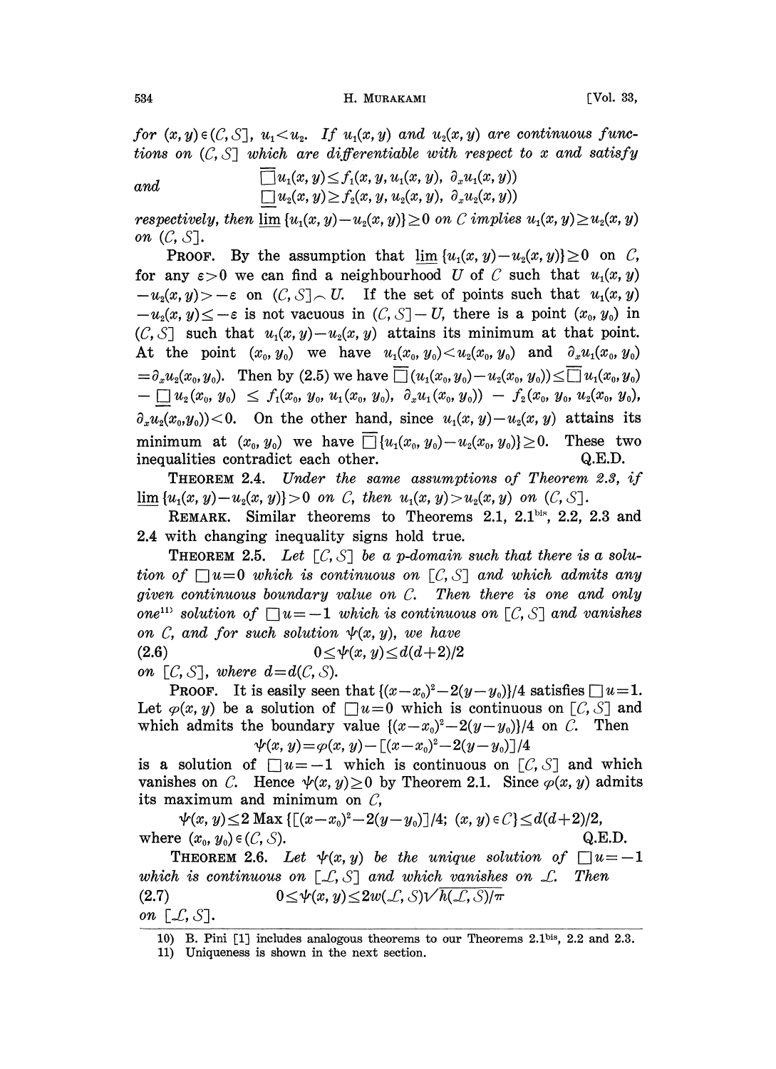for $(x, y) \in (C, S]$, $u_1 < u_2$. *If $u_1(x, y)$ and $u_2(x, y)$ are continuous functions on $(C, S]$ which are differentiable with respect to $x$ and satisfy*

$$\overline{\square} u_1(x, y) \leq f_1(x, y, u_1(x, y), \partial_x u_1(x, y))$$

*and*

$$\underline{\square} u_2(x, y) \geq f_2(x, y, u_2(x, y), \partial_x u_2(x, y))$$

*respectively, then $\underline{\lim} \{u_1(x, y) - u_2(x, y)\} \geq 0$ on $C$ implies $u_1(x, y) \geq u_2(x, y)$ on $(C, S]$.*

PROOF. By the assumption that $\underline{\lim} \{u_1(x, y) - u_2(x, y)\} \geq 0$ on $C$, for any $\varepsilon > 0$ we can find a neighbourhood $U$ of $C$ such that $u_1(x, y) - u_2(x, y) > -\varepsilon$ on $(C, S] \frown U$. If the set of points such that $u_1(x, y) - u_2(x, y) \leq -\varepsilon$ is not vacuous in $(C, S] - U$, there is a point $(x_0, y_0)$ in $(C, S]$ such that $u_1(x, y) - u_2(x, y)$ attains its minimum at that point. At the point $(x_0, y_0)$ we have $u_1(x_0, y_0) < u_2(x_0, y_0)$ and $\partial_x u_1(x_0, y_0) = \partial_x u_2(x_0, y_0)$. Then by (2.5) we have $\overline{\square}(u_1(x_0, y_0) - u_2(x_0, y_0)) \leq \overline{\square} u_1(x_0, y_0) - \underline{\square} u_2(x_0, y_0) \leq f_1(x_0, y_0, u_1(x_0, y_0), \partial_x u_1(x_0, y_0)) - f_2(x_0, y_0, u_2(x_0, y_0), \partial_x u_2(x_0, y_0)) < 0$. On the other hand, since $u_1(x, y) - u_2(x, y)$ attains its minimum at $(x_0, y_0)$ we have $\overline{\square}\{u_1(x_0, y_0) - u_2(x_0, y_0)\} \geq 0$. These two inequalities contradict each other. Q.E.D.

THEOREM 2.4. *Under the same assumptions of Theorem 2.3, if $\underline{\lim} \{u_1(x, y) - u_2(x, y)\} > 0$ on $C$, then $u_1(x, y) > u_2(x, y)$ on $(C, S]$.*

REMARK. Similar theorems to Theorems 2.1, 2.1[bis], 2.2, 2.3 and 2.4 with changing inequality signs hold true.

THEOREM 2.5. *Let $[C, S]$ be a p-domain such that there is a solution of $\square u = 0$ which is continuous on $[C, S]$ and which admits any given continuous boundary value on $C$. Then there is one and only one*[11] *solution of $\square u = -1$ which is continuous on $[C, S]$ and vanishes on $C$, and for such solution $\psi(x, y)$, we have*

$$0 \leq \psi(x, y) \leq d(d+2)/2 \tag{2.6}$$

*on $[C, S]$, where $d = d(C, S)$.*

PROOF. It is easily seen that $\{(x - x_0)^2 - 2(y - y_0)\}/4$ satisfies $\square u = 1$. Let $\varphi(x, y)$ be a solution of $\square u = 0$ which is continuous on $[C, S]$ and which admits the boundary value $\{(x - x_0)^2 - 2(y - y_0)\}/4$ on $C$. Then

$$\psi(x, y) = \varphi(x, y) - [(x - x_0)^2 - 2(y - y_0)]/4$$

is a solution of $\square u = -1$ which is continuous on $[C, S]$ and which vanishes on $C$. Hence $\psi(x, y) \geq 0$ by Theorem 2.1. Since $\varphi(x, y)$ admits its maximum and minimum on $C$,

$$\psi(x, y) \leq 2 \operatorname{Max} \{[(x - x_0)^2 - 2(y - y_0)]/4;\ (x, y) \in C\} \leq d(d+2)/2,$$

where $(x_0, y_0) \in (C, S)$. Q.E.D.

THEOREM 2.6. *Let $\psi(x, y)$ be the unique solution of $\square u = -1$ which is continuous on $[\mathcal{L}, S]$ and which vanishes on $\mathcal{L}$. Then*

$$0 \leq \psi(x, y) \leq 2w(\mathcal{L}, S)\sqrt{h(\mathcal{L}, S)}/\pi \tag{2.7}$$

*on $[\mathcal{L}, S]$.*

---

10) B. Pini [1] includes analogous theorems to our Theorems 2.1[bis], 2.2 and 2.3.

11) Uniqueness is shown in the next section.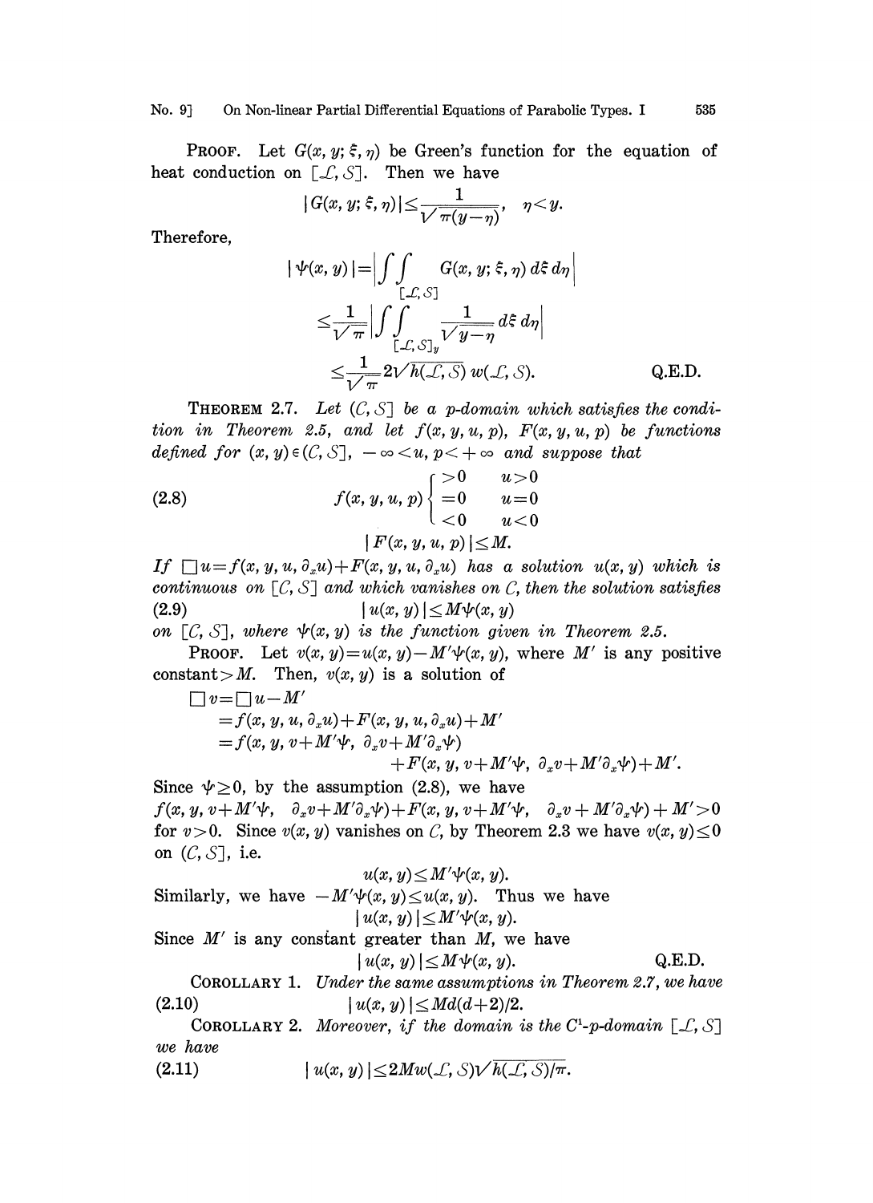**Proof.** Let $G(x, y; \xi, \eta)$ be Green's function for the equation of heat conduction on $[\mathcal{L}, \mathcal{S}]$. Then we have

$$|G(x, y; \xi, \eta)| \leq \frac{1}{\sqrt{\pi(y-\eta)}}, \quad \eta < y.$$

Therefore,

$$
\begin{aligned}
|\psi(x, y)| &= \left| \iint_{[\mathcal{L}, \mathcal{S}]} G(x, y; \xi, \eta)\, d\xi\, d\eta \right| \\
&\leq \frac{1}{\sqrt{\pi}} \left| \iint_{[\mathcal{L}, \mathcal{S}]_y} \frac{1}{\sqrt{y-\eta}}\, d\xi\, d\eta \right| \\
&\leq \frac{1}{\sqrt{\pi}} 2\sqrt{h(\mathcal{L}, \mathcal{S})}\, w(\mathcal{L}, \mathcal{S}).
\end{aligned}
$$

Q.E.D.

**Theorem 2.7.** *Let $(\mathcal{C}, \mathcal{S}]$ be a p-domain which satisfies the condition in Theorem 2.5, and let $f(x, y, u, p)$, $F(x, y, u, p)$ be functions defined for $(x, y) \in (\mathcal{C}, \mathcal{S}]$, $-\infty < u, p < +\infty$ and suppose that*

$$
f(x, y, u, p) \begin{cases} >0 & u>0 \\ =0 & u=0 \\ <0 & u<0 \end{cases} \tag{2.8}
$$

$$|F(x, y, u, p)| \leq M.$$

*If $\square u = f(x, y, u, \partial_x u) + F(x, y, u, \partial_x u)$ has a solution $u(x, y)$ which is continuous on $[\mathcal{C}, \mathcal{S}]$ and which vanishes on $\mathcal{C}$, then the solution satisfies*

$$|u(x, y)| \leq M\psi(x, y) \tag{2.9}$$

*on $[\mathcal{C}, \mathcal{S}]$, where $\psi(x, y)$ is the function given in Theorem 2.5.*

**Proof.** Let $v(x, y) = u(x, y) - M'\psi(x, y)$, where $M'$ is any positive constant $> M$. Then, $v(x, y)$ is a solution of

$$
\begin{aligned}
\square v &= \square u - M' \\
&= f(x, y, u, \partial_x u) + F(x, y, u, \partial_x u) + M' \\
&= f(x, y, v + M'\psi, \partial_x v + M'\partial_x \psi) \\
&\qquad + F(x, y, v + M'\psi, \partial_x v + M'\partial_x \psi) + M'.
\end{aligned}
$$

Since $\psi \geq 0$, by the assumption (2.8), we have
$f(x, y, v + M'\psi, \partial_x v + M'\partial_x \psi) + F(x, y, v + M'\psi, \partial_x v + M'\partial_x \psi) + M' > 0$
for $v > 0$. Since $v(x, y)$ vanishes on $\mathcal{C}$, by Theorem 2.3 we have $v(x, y) \leq 0$ on $(\mathcal{C}, \mathcal{S}]$, i.e.

$$u(x, y) \leq M'\psi(x, y).$$

Similarly, we have $-M'\psi(x, y) \leq u(x, y)$. Thus we have

$$|u(x, y)| \leq M'\psi(x, y).$$

Since $M'$ is any constant greater than $M$, we have

$$|u(x, y)| \leq M\psi(x, y).$$

Q.E.D.

**Corollary 1.** *Under the same assumptions in Theorem 2.7, we have*

$$|u(x, y)| \leq Md(d+2)/2. \tag{2.10}$$

**Corollary 2.** *Moreover, if the domain is the $C^1$-p-domain $[\mathcal{L}, \mathcal{S}]$ we have*

$$|u(x, y)| \leq 2Mw(\mathcal{L}, \mathcal{S})\sqrt{h(\mathcal{L}, \mathcal{S})/\pi}. \tag{2.11}$$